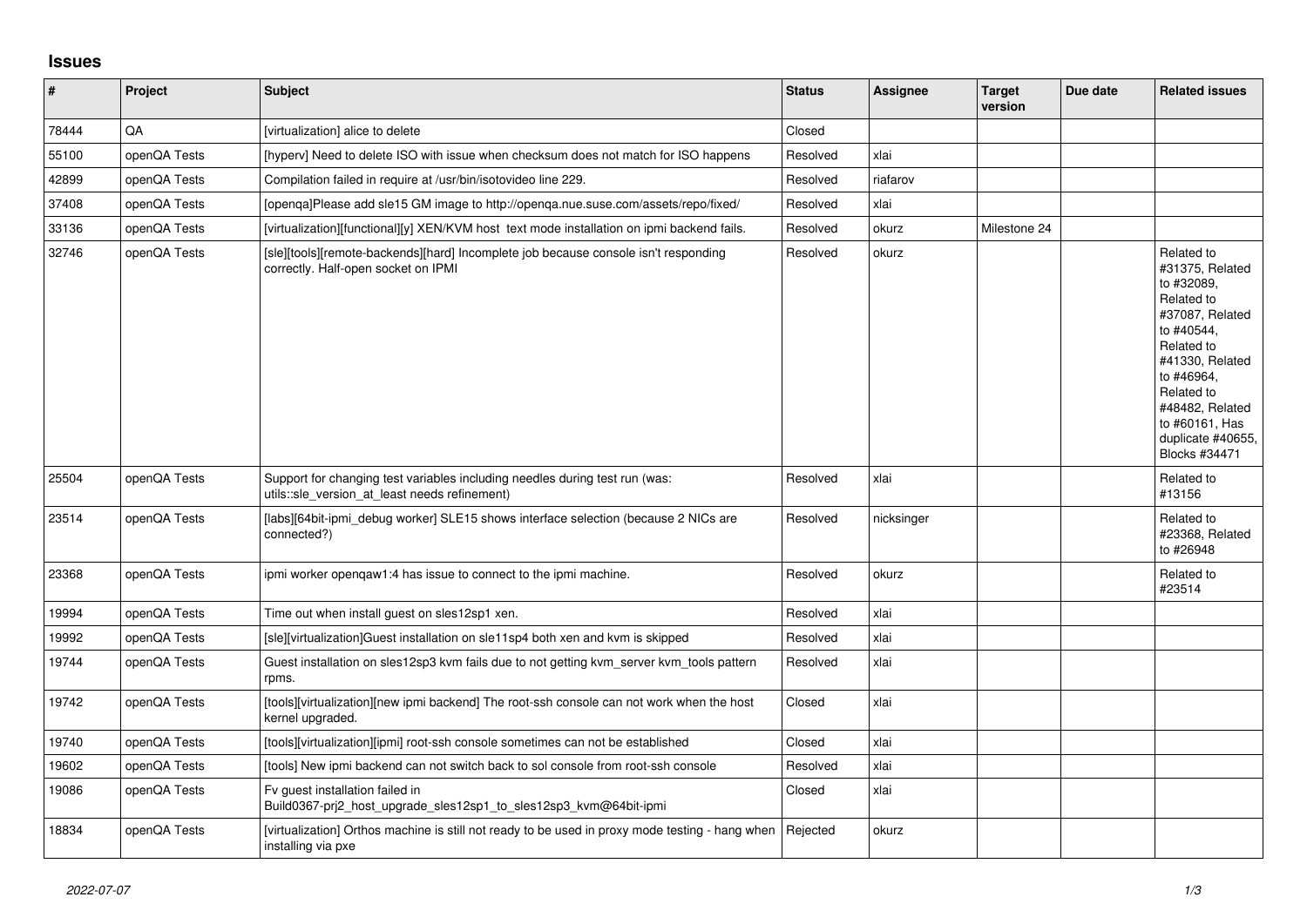## Issues

| # | Project | Subject | Status | Assignee | Target version | Due date | Related issues |
|---|---|---|---|---|---|---|---|
| 78444 | QA | [virtualization] alice to delete | Closed | | | | |
| 55100 | openQA Tests | [hyperv] Need to delete ISO with issue when checksum does not match for ISO happens | Resolved | xlai | | | |
| 42899 | openQA Tests | Compilation failed in require at /usr/bin/isotovideo line 229. | Resolved | riafarov | | | |
| 37408 | openQA Tests | [openqa]Please add sle15 GM image to http://openqa.nue.suse.com/assets/repo/fixed/ | Resolved | xlai | | | |
| 33136 | openQA Tests | [virtualization][functional][y] XEN/KVM host text mode installation on ipmi backend fails. | Resolved | okurz | Milestone 24 | | |
| 32746 | openQA Tests | [sle][tools][remote-backends][hard] Incomplete job because console isn't responding correctly. Half-open socket on IPMI | Resolved | okurz | | | Related to #31375, Related to #32089, Related to #37087, Related to #40544, Related to #41330, Related to #46964, Related to #48482, Related to #60161, Has duplicate #40655, Blocks #34471 |
| 25504 | openQA Tests | Support for changing test variables including needles during test run (was: utils::sle_version_at_least needs refinement) | Resolved | xlai | | | Related to #13156 |
| 23514 | openQA Tests | [labs][64bit-ipmi_debug worker] SLE15 shows interface selection (because 2 NICs are connected?) | Resolved | nicksinger | | | Related to #23368, Related to #26948 |
| 23368 | openQA Tests | ipmi worker openqaw1:4 has issue to connect to the ipmi machine. | Resolved | okurz | | | Related to #23514 |
| 19994 | openQA Tests | Time out when install guest on sles12sp1 xen. | Resolved | xlai | | | |
| 19992 | openQA Tests | [sle][virtualization]Guest installation on sle11sp4 both xen and kvm is skipped | Resolved | xlai | | | |
| 19744 | openQA Tests | Guest installation on sles12sp3 kvm fails due to not getting kvm_server kvm_tools pattern rpms. | Resolved | xlai | | | |
| 19742 | openQA Tests | [tools][virtualization][new ipmi backend] The root-ssh console can not work when the host kernel upgraded. | Closed | xlai | | | |
| 19740 | openQA Tests | [tools][virtualization][ipmi] root-ssh console sometimes can not be established | Closed | xlai | | | |
| 19602 | openQA Tests | [tools] New ipmi backend can not switch back to sol console from root-ssh console | Resolved | xlai | | | |
| 19086 | openQA Tests | Fv guest installation failed in Build0367-prj2_host_upgrade_sles12sp1_to_sles12sp3_kvm@64bit-ipmi | Closed | xlai | | | |
| 18834 | openQA Tests | [virtualization] Orthos machine is still not ready to be used in proxy mode testing - hang when installing via pxe | Rejected | okurz | | | |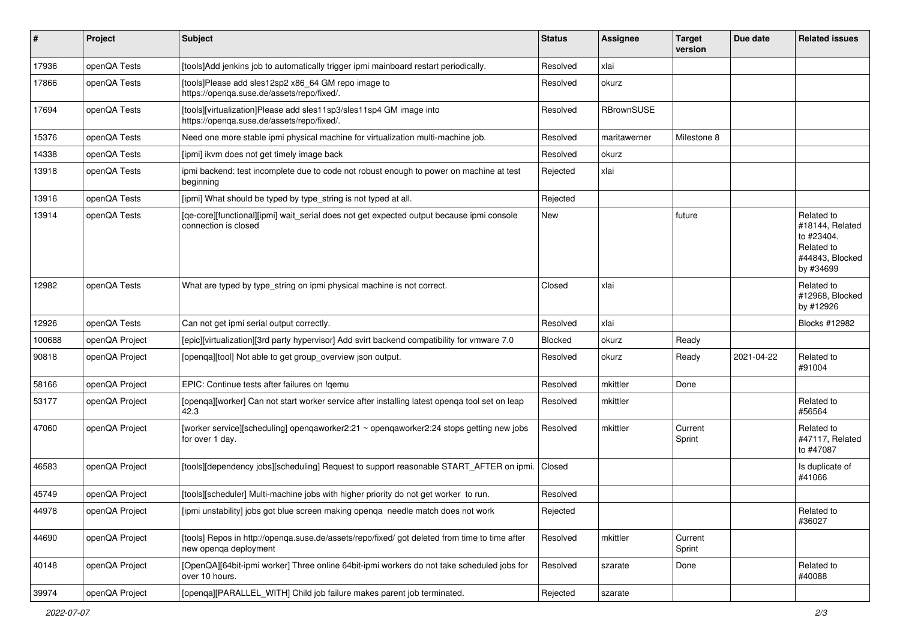| # | Project | Subject | Status | Assignee | Target version | Due date | Related issues |
|---|---|---|---|---|---|---|---|
| 17936 | openQA Tests | [tools]Add jenkins job to automatically trigger ipmi mainboard restart periodically. | Resolved | xlai | | | |
| 17866 | openQA Tests | [tools]Please add sles12sp2 x86_64 GM repo image to https://openqa.suse.de/assets/repo/fixed/. | Resolved | okurz | | | |
| 17694 | openQA Tests | [tools][virtualization]Please add sles11sp3/sles11sp4 GM image into https://openqa.suse.de/assets/repo/fixed/. | Resolved | RBrownSUSE | | | |
| 15376 | openQA Tests | Need one more stable ipmi physical machine for virtualization multi-machine job. | Resolved | maritawerner | Milestone 8 | | |
| 14338 | openQA Tests | [ipmi] ikvm does not get timely image back | Resolved | okurz | | | |
| 13918 | openQA Tests | ipmi backend: test incomplete due to code not robust enough to power on machine at test beginning | Rejected | xlai | | | |
| 13916 | openQA Tests | [ipmi] What should be typed by type_string is not typed at all. | Rejected | | | | |
| 13914 | openQA Tests | [qe-core][functional][ipmi] wait_serial does not get expected output because ipmi console connection is closed | New | | future | | Related to #18144, Related to #23404, Related to #44843, Blocked by #34699 |
| 12982 | openQA Tests | What are typed by type_string on ipmi physical machine is not correct. | Closed | xlai | | | Related to #12968, Blocked by #12926 |
| 12926 | openQA Tests | Can not get ipmi serial output correctly. | Resolved | xlai | | | Blocks #12982 |
| 100688 | openQA Project | [epic][virtualization][3rd party hypervisor] Add svirt backend compatibility for vmware 7.0 | Blocked | okurz | Ready | | |
| 90818 | openQA Project | [openqa][tool] Not able to get group_overview json output. | Resolved | okurz | Ready | 2021-04-22 | Related to #91004 |
| 58166 | openQA Project | EPIC: Continue tests after failures on !qemu | Resolved | mkittler | Done | | |
| 53177 | openQA Project | [openqa][worker] Can not start worker service after installing latest openqa tool set on leap 42.3 | Resolved | mkittler | | | Related to #56564 |
| 47060 | openQA Project | [worker service][scheduling] openqaworker2:21 ~ openqaworker2:24 stops getting new jobs for over 1 day. | Resolved | mkittler | Current Sprint | | Related to #47117, Related to #47087 |
| 46583 | openQA Project | [tools][dependency jobs][scheduling] Request to support reasonable START_AFTER on ipmi. | Closed | | | | Is duplicate of #41066 |
| 45749 | openQA Project | [tools][scheduler] Multi-machine jobs with higher priority do not get worker to run. | Resolved | | | | |
| 44978 | openQA Project | [ipmi unstability] jobs got blue screen making openqa needle match does not work | Rejected | | | | Related to #36027 |
| 44690 | openQA Project | [tools] Repos in http://openqa.suse.de/assets/repo/fixed/ got deleted from time to time after new openqa deployment | Resolved | mkittler | Current Sprint | | |
| 40148 | openQA Project | [OpenQA][64bit-ipmi worker] Three online 64bit-ipmi workers do not take scheduled jobs for over 10 hours. | Resolved | szarate | Done | | Related to #40088 |
| 39974 | openQA Project | [openqa][PARALLEL_WITH] Child job failure makes parent job terminated. | Rejected | szarate | | | |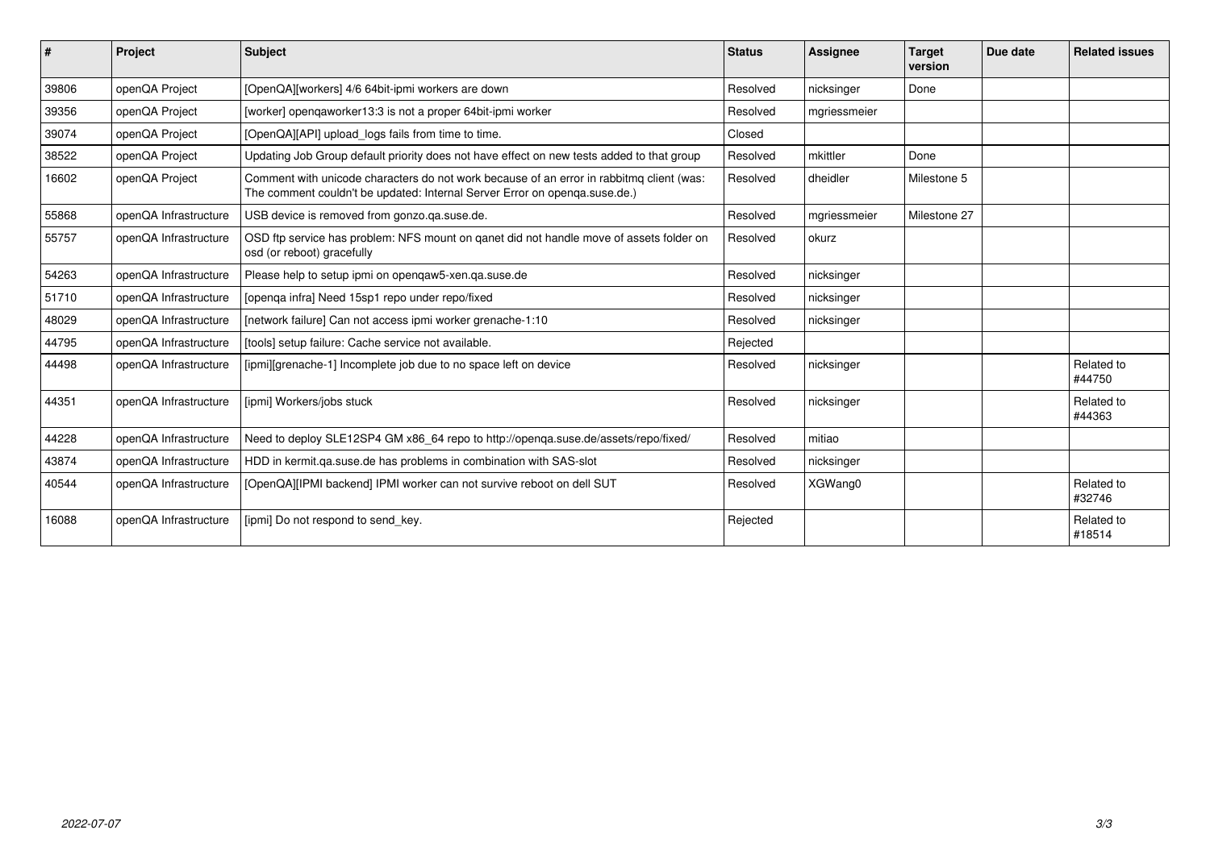| # | Project | Subject | Status | Assignee | Target version | Due date | Related issues |
|---|---|---|---|---|---|---|---|
| 39806 | openQA Project | [OpenQA][workers] 4/6 64bit-ipmi workers are down | Resolved | nicksinger | Done | | |
| 39356 | openQA Project | [worker] openqaworker13:3 is not a proper 64bit-ipmi worker | Resolved | mgriessmeier | | | |
| 39074 | openQA Project | [OpenQA][API] upload_logs fails from time to time. | Closed | | | | |
| 38522 | openQA Project | Updating Job Group default priority does not have effect on new tests added to that group | Resolved | mkittler | Done | | |
| 16602 | openQA Project | Comment with unicode characters do not work because of an error in rabbitmq client (was: The comment couldn't be updated: Internal Server Error on openqa.suse.de.) | Resolved | dheidler | Milestone 5 | | |
| 55868 | openQA Infrastructure | USB device is removed from gonzo.qa.suse.de. | Resolved | mgriessmeier | Milestone 27 | | |
| 55757 | openQA Infrastructure | OSD ftp service has problem: NFS mount on qanet did not handle move of assets folder on osd (or reboot) gracefully | Resolved | okurz | | | |
| 54263 | openQA Infrastructure | Please help to setup ipmi on openqaw5-xen.qa.suse.de | Resolved | nicksinger | | | |
| 51710 | openQA Infrastructure | [openqa infra] Need 15sp1 repo under repo/fixed | Resolved | nicksinger | | | |
| 48029 | openQA Infrastructure | [network failure] Can not access ipmi worker grenache-1:10 | Resolved | nicksinger | | | |
| 44795 | openQA Infrastructure | [tools] setup failure: Cache service not available. | Rejected | | | | |
| 44498 | openQA Infrastructure | [ipmi][grenache-1] Incomplete job due to no space left on device | Resolved | nicksinger | | | Related to #44750 |
| 44351 | openQA Infrastructure | [ipmi] Workers/jobs stuck | Resolved | nicksinger | | | Related to #44363 |
| 44228 | openQA Infrastructure | Need to deploy SLE12SP4 GM x86_64 repo to http://openqa.suse.de/assets/repo/fixed/ | Resolved | mitiao | | | |
| 43874 | openQA Infrastructure | HDD in kermit.qa.suse.de has problems in combination with SAS-slot | Resolved | nicksinger | | | |
| 40544 | openQA Infrastructure | [OpenQA][IPMI backend] IPMI worker can not survive reboot on dell SUT | Resolved | XGWang0 | | | Related to #32746 |
| 16088 | openQA Infrastructure | [ipmi] Do not respond to send_key. | Rejected | | | | Related to #18514 |